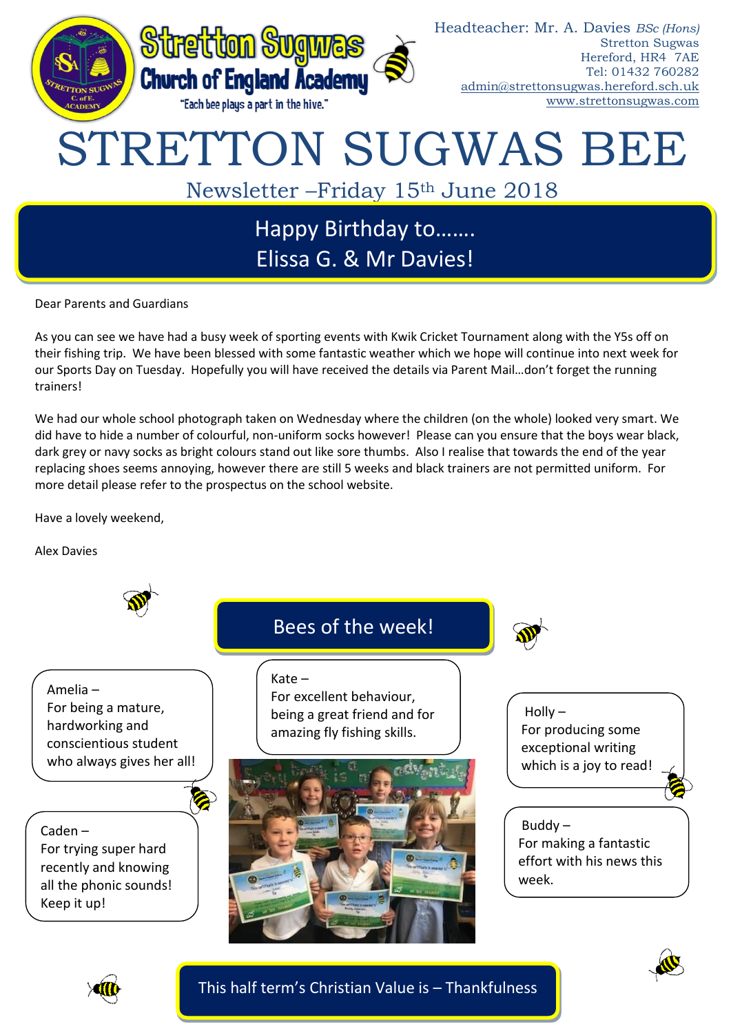**Stretton Sugwas Church of England Academy**

"Each bee plays a part in the hive."

Headteacher: Mr. A. Davies *BSc (Hons)*
Stretton Sugwas
Hereford, HR4 7AE
Tel: 01432 760282
admin@strettonsugwas.hereford.sch.uk
www.strettonsugwas.com

# STRETTON SUGWAS BEE

## Newsletter –Friday 15th June 2018

### Happy Birthday to……. Elissa G. & Mr Davies!

Dear Parents and Guardians

As you can see we have had a busy week of sporting events with Kwik Cricket Tournament along with the Y5s off on their fishing trip. We have been blessed with some fantastic weather which we hope will continue into next week for our Sports Day on Tuesday. Hopefully you will have received the details via Parent Mail…don't forget the running trainers!

We had our whole school photograph taken on Wednesday where the children (on the whole) looked very smart. We did have to hide a number of colourful, non-uniform socks however! Please can you ensure that the boys wear black, dark grey or navy socks as bright colours stand out like sore thumbs. Also I realise that towards the end of the year replacing shoes seems annoying, however there are still 5 weeks and black trainers are not permitted uniform. For more detail please refer to the prospectus on the school website.

Have a lovely weekend,

Alex Davies

### Bees of the week!

Amelia – For being a mature, hardworking and conscientious student who always gives her all!

Kate – For excellent behaviour, being a great friend and for amazing fly fishing skills.

Holly – For producing some exceptional writing which is a joy to read!

Caden – For trying super hard recently and knowing all the phonic sounds! Keep it up!

Buddy – For making a fantastic effort with his news this week.

### This half term's Christian Value is – Thankfulness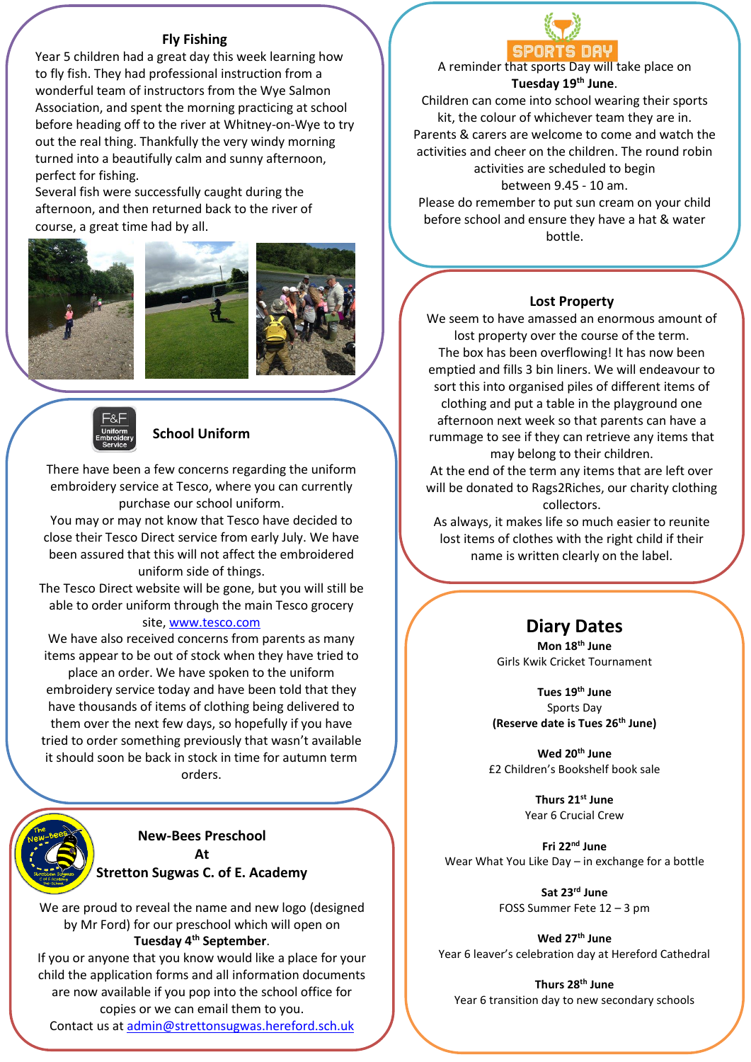## Fly Fishing

Year 5 children had a great day this week learning how to fly fish. They had professional instruction from a wonderful team of instructors from the Wye Salmon Association, and spent the morning practicing at school before heading off to the river at Whitney-on-Wye to try out the real thing. Thankfully the very windy morning turned into a beautifully calm and sunny afternoon, perfect for fishing.

Several fish were successfully caught during the afternoon, and then returned back to the river of course, a great time had by all.

## School Uniform

There have been a few concerns regarding the uniform embroidery service at Tesco, where you can currently purchase our school uniform.

You may or may not know that Tesco have decided to close their Tesco Direct service from early July. We have been assured that this will not affect the embroidered uniform side of things.

The Tesco Direct website will be gone, but you will still be able to order uniform through the main Tesco grocery site, www.tesco.com

We have also received concerns from parents as many items appear to be out of stock when they have tried to place an order. We have spoken to the uniform embroidery service today and have been told that they have thousands of items of clothing being delivered to them over the next few days, so hopefully if you have tried to order something previously that wasn't available it should soon be back in stock in time for autumn term orders.

## New-Bees Preschool At Stretton Sugwas C. of E. Academy

We are proud to reveal the name and new logo (designed by Mr Ford) for our preschool which will open on **Tuesday 4th September**.

If you or anyone that you know would like a place for your child the application forms and all information documents are now available if you pop into the school office for copies or we can email them to you.

Contact us at admin@strettonsugwas.hereford.sch.uk

## SPORTS DAY

A reminder that sports Day will take place on **Tuesday 19th June**.

Children can come into school wearing their sports kit, the colour of whichever team they are in.

Parents & carers are welcome to come and watch the activities and cheer on the children. The round robin activities are scheduled to begin between 9.45 - 10 am.

Please do remember to put sun cream on your child before school and ensure they have a hat & water bottle.

## Lost Property

We seem to have amassed an enormous amount of lost property over the course of the term.

The box has been overflowing! It has now been emptied and fills 3 bin liners. We will endeavour to sort this into organised piles of different items of clothing and put a table in the playground one afternoon next week so that parents can have a rummage to see if they can retrieve any items that may belong to their children.

At the end of the term any items that are left over will be donated to Rags2Riches, our charity clothing collectors.

As always, it makes life so much easier to reunite lost items of clothes with the right child if their name is written clearly on the label.

## Diary Dates

**Mon 18th June**
Girls Kwik Cricket Tournament

**Tues 19th June**
Sports Day
**(Reserve date is Tues 26th June)**

**Wed 20th June**
£2 Children's Bookshelf book sale

**Thurs 21st June**
Year 6 Crucial Crew

**Fri 22nd June**
Wear What You Like Day – in exchange for a bottle

**Sat 23rd June**
FOSS Summer Fete 12 – 3 pm

**Wed 27th June**
Year 6 leaver's celebration day at Hereford Cathedral

**Thurs 28th June**
Year 6 transition day to new secondary schools